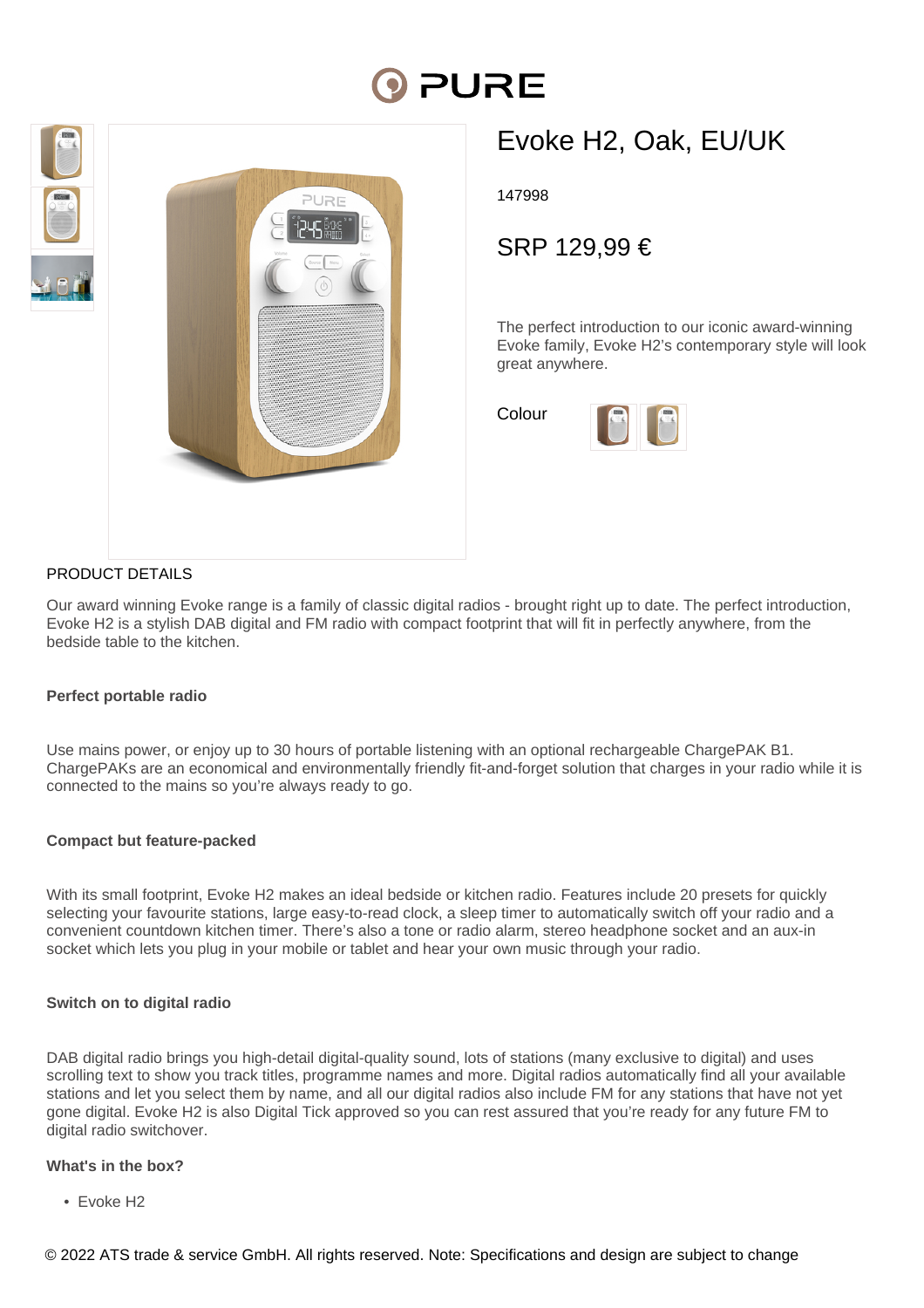# Evoke H2, Oak, EU/UK

147998

SRP 129,99 €

The perfect introduction to our iconic award-winning Evoke family, Evoke H2's contemporary style will look great anywhere.

Colour

## PRODUCT DETAILS

Our award winning Evoke range is a family of classic digital radios - brought right up to date. The perfect introduction, Evoke H2 is a stylish DAB digital and FM radio with compact footprint that will fit in perfectly anywhere, from the bedside table to the kitchen.

**Perfect portable radio**

Use mains power, or enjoy up to 30 hours of portable listening with an optional rechargeable ChargePAK B1. ChargePAKs are an economical and environmentally friendly fit-and-forget solution that charges in your radio while it is connected to the mains so you're always ready to go.

**Compact but feature-packed**

With its small footprint, Evoke H2 makes an ideal bedside or kitchen radio. Features include 20 presets for quickly selecting your favourite stations, large easy-to-read clock, a sleep timer to automatically switch off your radio and a convenient countdown kitchen timer. There's also a tone or radio alarm, stereo headphone socket and an aux-in socket which lets you plug in your mobile or tablet and hear your own music through your radio.

**Switch on to digital radio**

DAB digital radio brings you high-detail digital-quality sound, lots of stations (many exclusive to digital) and uses scrolling text to show you track titles, programme names and more. Digital radios automatically find all your available stations and let you select them by name, and all our digital radios also include FM for any stations that have not yet gone digital. Evoke H2 is also Digital Tick approved so you can rest assured that you're ready for any future FM to digital radio switchover.

**What's in the box?**

- Evoke H2

© 2022 ATS trade & service GmbH. All rights reserved. Note: Specifications and design are subject to change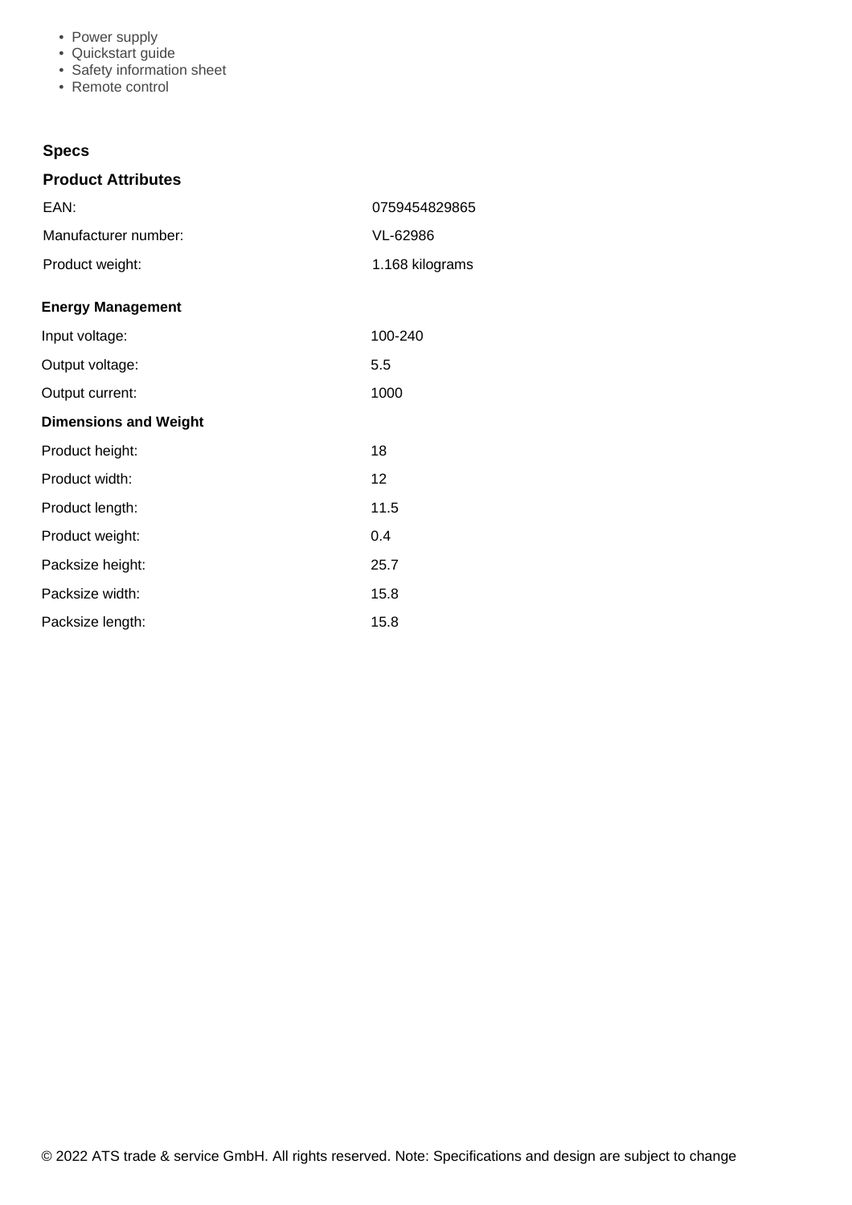- Power supply
- Quickstart guide
- Safety information sheet
- Remote control

## Specs

### Product Attributes

| | |
|---|---|
| EAN: | 0759454829865 |
| Manufacturer number: | VL-62986 |
| Product weight: | 1.168 kilograms |

### Energy Management

| | |
|---|---|
| Input voltage: | 100-240 |
| Output voltage: | 5.5 |
| Output current: | 1000 |

### Dimensions and Weight

| | |
|---|---|
| Product height: | 18 |
| Product width: | 12 |
| Product length: | 11.5 |
| Product weight: | 0.4 |
| Packsize height: | 25.7 |
| Packsize width: | 15.8 |
| Packsize length: | 15.8 |

© 2022 ATS trade & service GmbH. All rights reserved. Note: Specifications and design are subject to change